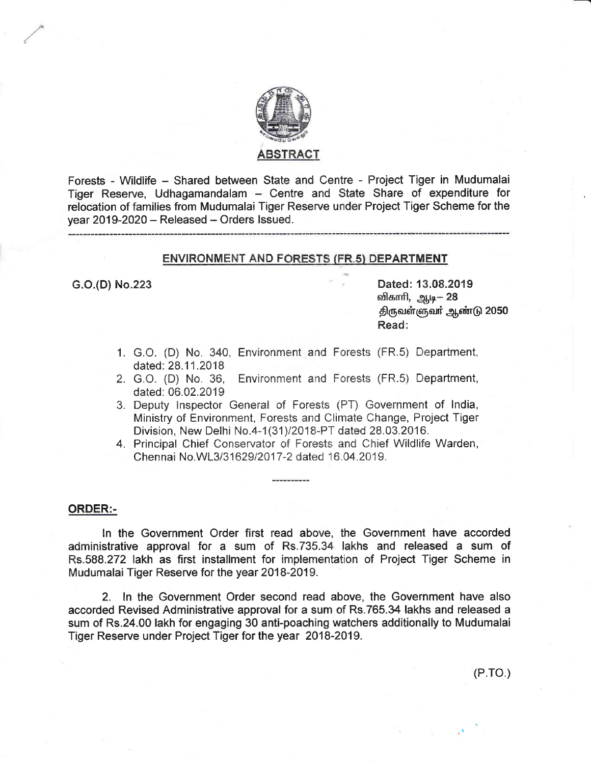# ABSTRACT

Forests - Wildlife – Shared between State and Centre - Project Tiger in Mudumalai Tiger Reserve, Udhagamandalam – Centre and State Share of expenditure for relocation of families from Mudumalai Tiger Reserve under Project Tiger Scheme for the year 2019-2020 – Released – Orders Issued.

---

## ENVIRONMENT AND FORESTS (FR.5) DEPARTMENT

G.O.(D) No.223

Dated: 13.08.2019
விகாரி, ஆடி– 28
திருவள்ளுவர் ஆண்டு 2050
Read:

1. G.O. (D) No. 340, Environment and Forests (FR.5) Department, dated: 28.11.2018
2. G.O. (D) No. 36, Environment and Forests (FR.5) Department, dated: 06.02.2019
3. Deputy Inspector General of Forests (PT) Government of India, Ministry of Environment, Forests and Climate Change, Project Tiger Division, New Delhi No.4-1(31)/2018-PT dated 28.03.2016.
4. Principal Chief Conservator of Forests and Chief Wildlife Warden, Chennai No.WL3/31629/2017-2 dated 16.04.2019.

-----------

**ORDER:-**

In the Government Order first read above, the Government have accorded administrative approval for a sum of Rs.735.34 lakhs and released a sum of Rs.588.272 lakh as first installment for implementation of Project Tiger Scheme in Mudumalai Tiger Reserve for the year 2018-2019.

2. In the Government Order second read above, the Government have also accorded Revised Administrative approval for a sum of Rs.765.34 lakhs and released a sum of Rs.24.00 lakh for engaging 30 anti-poaching watchers additionally to Mudumalai Tiger Reserve under Project Tiger for the year 2018-2019.

(P.TO.)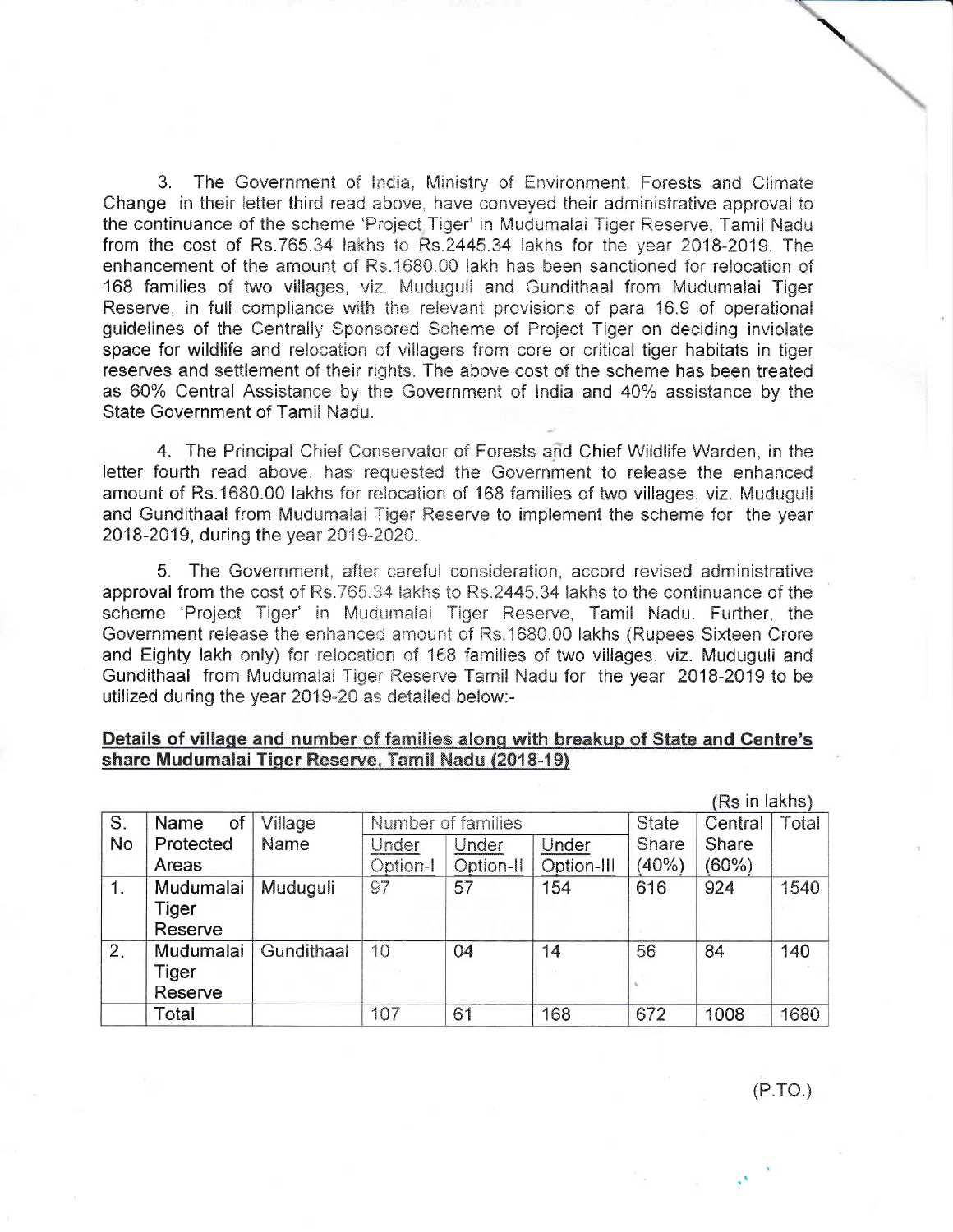3. The Government of India, Ministry of Environment, Forests and Climate Change in their letter third read above, have conveyed their administrative approval to the continuance of the scheme 'Project Tiger' in Mudumalai Tiger Reserve, Tamil Nadu from the cost of Rs.765.34 lakhs to Rs.2445.34 lakhs for the year 2018-2019. The enhancement of the amount of Rs.1680.00 lakh has been sanctioned for relocation of 168 families of two villages, viz. Muduguli and Gundithaal from Mudumalai Tiger Reserve, in full compliance with the relevant provisions of para 16.9 of operational guidelines of the Centrally Sponsored Scheme of Project Tiger on deciding inviolate space for wildlife and relocation of villagers from core or critical tiger habitats in tiger reserves and settlement of their rights. The above cost of the scheme has been treated as 60% Central Assistance by the Government of India and 40% assistance by the State Government of Tamil Nadu.

4. The Principal Chief Conservator of Forests and Chief Wildlife Warden, in the letter fourth read above, has requested the Government to release the enhanced amount of Rs.1680.00 lakhs for relocation of 168 families of two villages, viz. Muduguli and Gundithaal from Mudumalai Tiger Reserve to implement the scheme for the year 2018-2019, during the year 2019-2020.

5. The Government, after careful consideration, accord revised administrative approval from the cost of Rs.765.34 lakhs to Rs.2445.34 lakhs to the continuance of the scheme 'Project Tiger' in Mudumalai Tiger Reserve, Tamil Nadu. Further, the Government release the enhanced amount of Rs.1680.00 lakhs (Rupees Sixteen Crore and Eighty lakh only) for relocation of 168 families of two villages, viz. Muduguli and Gundithaal from Mudumalai Tiger Reserve Tamil Nadu for the year 2018-2019 to be utilized during the year 2019-20 as detailed below:-

**Details of village and number of families along with breakup of State and Centre's share Mudumalai Tiger Reserve, Tamil Nadu (2018-19)**

(Rs in lakhs)

| S. No | Name of Protected Areas | Village Name | Number of families | | | State Share (40%) | Central Share (60%) | Total |
|---|---|---|---|---|---|---|---|---|
| | | | Under Option-I | Under Option-II | Under Option-III | | | |
| 1. | Mudumalai Tiger Reserve | Muduguli | 97 | 57 | 154 | 616 | 924 | 1540 |
| 2. | Mudumalai Tiger Reserve | Gundithaal | 10 | 04 | 14 | 56 | 84 | 140 |
| | Total | | 107 | 61 | 168 | 672 | 1008 | 1680 |

(P.TO.)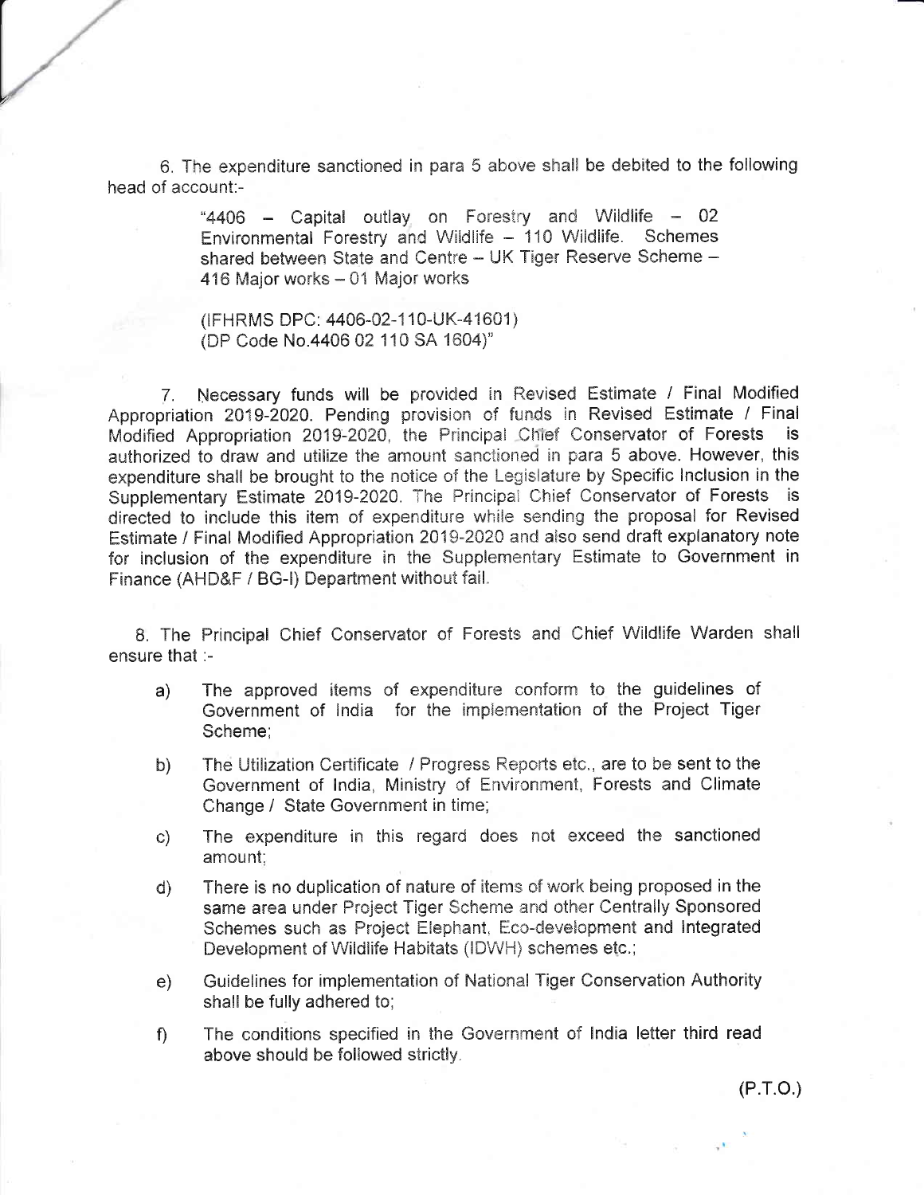6. The expenditure sanctioned in para 5 above shall be debited to the following head of account:-

> "4406 – Capital outlay on Forestry and Wildlife – 02 Environmental Forestry and Wildlife – 110 Wildlife. Schemes shared between State and Centre – UK Tiger Reserve Scheme – 416 Major works – 01 Major works
>
> (IFHRMS DPC: 4406-02-110-UK-41601)
> (DP Code No.4406 02 110 SA 1604)"

7. Necessary funds will be provided in Revised Estimate / Final Modified Appropriation 2019-2020. Pending provision of funds in Revised Estimate / Final Modified Appropriation 2019-2020, the Principal Chief Conservator of Forests is authorized to draw and utilize the amount sanctioned in para 5 above. However, this expenditure shall be brought to the notice of the Legislature by Specific Inclusion in the Supplementary Estimate 2019-2020. The Principal Chief Conservator of Forests is directed to include this item of expenditure while sending the proposal for Revised Estimate / Final Modified Appropriation 2019-2020 and also send draft explanatory note for inclusion of the expenditure in the Supplementary Estimate to Government in Finance (AHD&F / BG-I) Department without fail.

8. The Principal Chief Conservator of Forests and Chief Wildlife Warden shall ensure that :-

a) The approved items of expenditure conform to the guidelines of Government of India for the implementation of the Project Tiger Scheme;

b) The Utilization Certificate / Progress Reports etc., are to be sent to the Government of India, Ministry of Environment, Forests and Climate Change / State Government in time;

c) The expenditure in this regard does not exceed the sanctioned amount;

d) There is no duplication of nature of items of work being proposed in the same area under Project Tiger Scheme and other Centrally Sponsored Schemes such as Project Elephant, Eco-development and Integrated Development of Wildlife Habitats (IDWH) schemes etc.;

e) Guidelines for implementation of National Tiger Conservation Authority shall be fully adhered to;

f) The conditions specified in the Government of India letter third read above should be followed strictly.

(P.T.O.)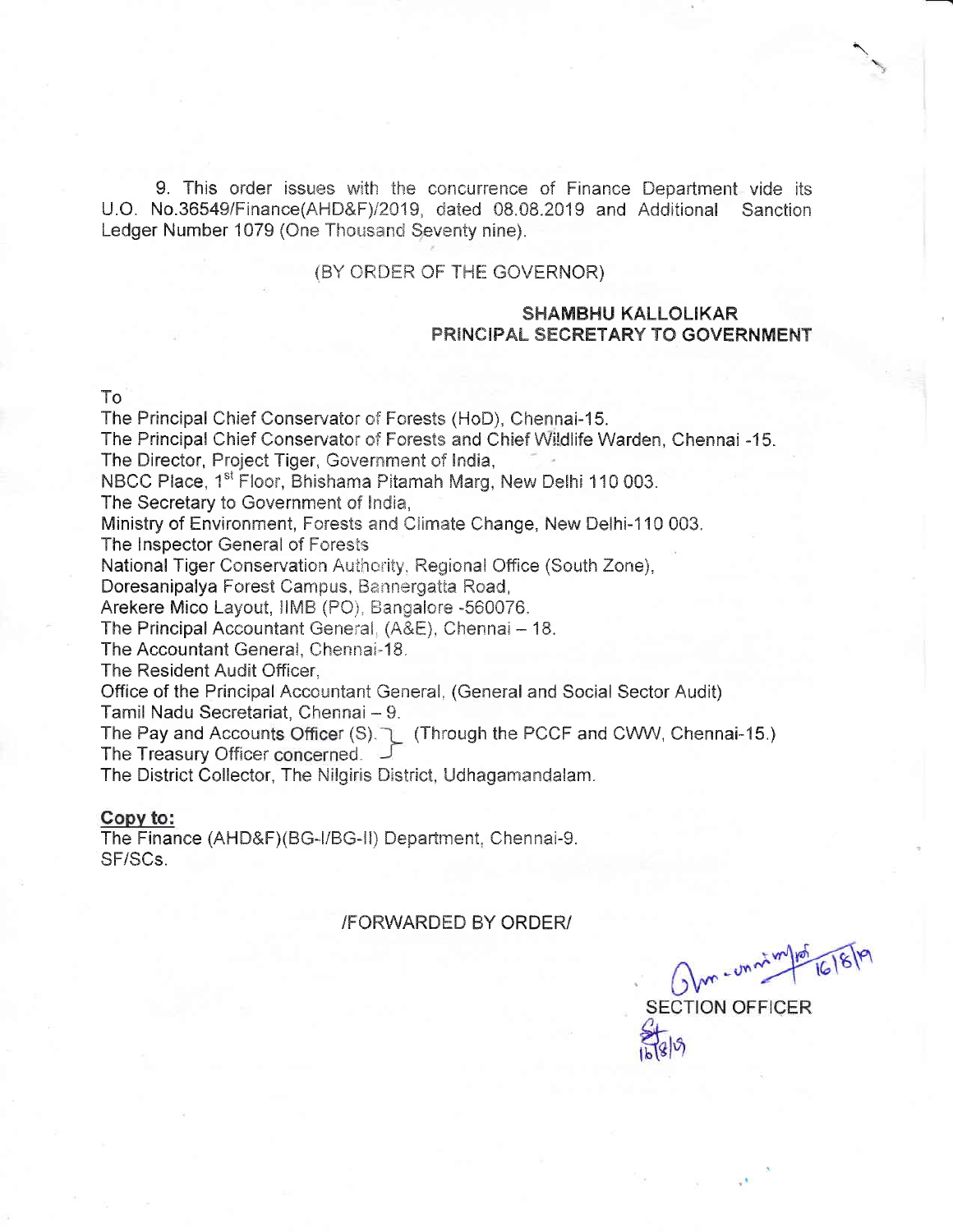9. This order issues with the concurrence of Finance Department vide its U.O. No.36549/Finance(AHD&F)/2019, dated 08.08.2019 and Additional Sanction Ledger Number 1079 (One Thousand Seventy nine).

(BY ORDER OF THE GOVERNOR)

**SHAMBHU KALLOLIKAR**
**PRINCIPAL SECRETARY TO GOVERNMENT**

To

The Principal Chief Conservator of Forests (HoD), Chennai-15.
The Principal Chief Conservator of Forests and Chief Wildlife Warden, Chennai -15.
The Director, Project Tiger, Government of India,
NBCC Place, 1st Floor, Bhishama Pitamah Marg, New Delhi 110 003.
The Secretary to Government of India,
Ministry of Environment, Forests and Climate Change, New Delhi-110 003.
The Inspector General of Forests
National Tiger Conservation Authority, Regional Office (South Zone),
Doresanipalya Forest Campus, Bannergatta Road,
Arekere Mico Layout, IIMB (PO), Bangalore -560076.
The Principal Accountant General, (A&E), Chennai – 18.
The Accountant General, Chennai-18.
The Resident Audit Officer,
Office of the Principal Accountant General, (General and Social Sector Audit)
Tamil Nadu Secretariat, Chennai – 9.
The Pay and Accounts Officer (S). } (Through the PCCF and CWW, Chennai-15.)
The Treasury Officer concerned. }
The District Collector, The Nilgiris District, Udhagamandalam.

**Copy to:**

The Finance (AHD&F)(BG-I/BG-II) Department, Chennai-9.
SF/SCs.

/FORWARDED BY ORDER/

16/8/19

SECTION OFFICER

16/8/19